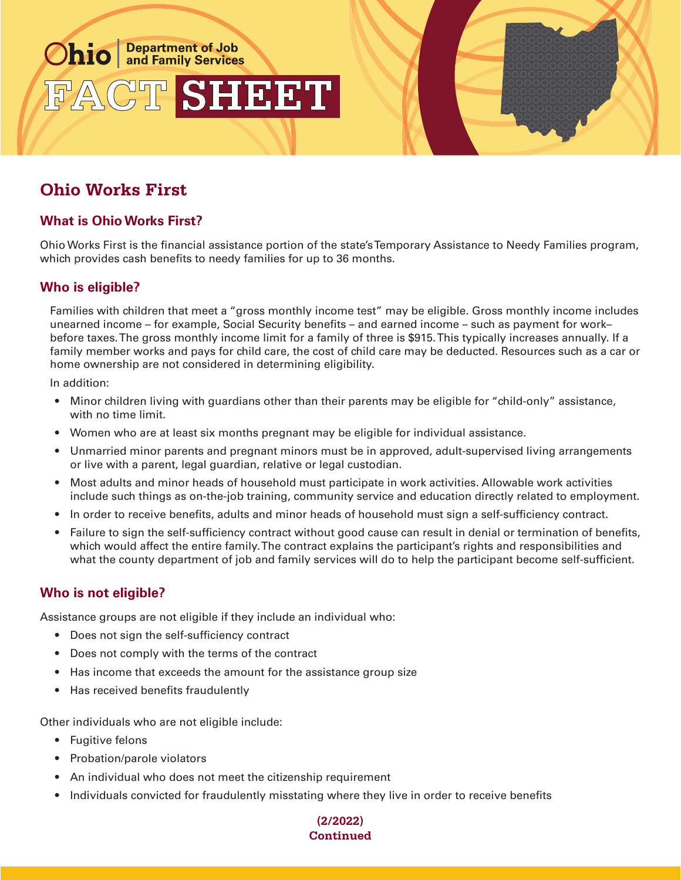Ohio | Department of Job and Family Services

# FACT SHEET

## Ohio Works First

### What is Ohio Works First?

Ohio Works First is the financial assistance portion of the state's Temporary Assistance to Needy Families program, which provides cash benefits to needy families for up to 36 months.

### Who is eligible?

Families with children that meet a "gross monthly income test" may be eligible. Gross monthly income includes unearned income – for example, Social Security benefits – and earned income – such as payment for work– before taxes. The gross monthly income limit for a family of three is $915. This typically increases annually. If a family member works and pays for child care, the cost of child care may be deducted. Resources such as a car or home ownership are not considered in determining eligibility.

In addition:

- Minor children living with guardians other than their parents may be eligible for "child-only" assistance, with no time limit.
- Women who are at least six months pregnant may be eligible for individual assistance.
- Unmarried minor parents and pregnant minors must be in approved, adult-supervised living arrangements or live with a parent, legal guardian, relative or legal custodian.
- Most adults and minor heads of household must participate in work activities. Allowable work activities include such things as on-the-job training, community service and education directly related to employment.
- In order to receive benefits, adults and minor heads of household must sign a self-sufficiency contract.
- Failure to sign the self-sufficiency contract without good cause can result in denial or termination of benefits, which would affect the entire family. The contract explains the participant's rights and responsibilities and what the county department of job and family services will do to help the participant become self-sufficient.

### Who is not eligible?

Assistance groups are not eligible if they include an individual who:

- Does not sign the self-sufficiency contract
- Does not comply with the terms of the contract
- Has income that exceeds the amount for the assistance group size
- Has received benefits fraudulently

Other individuals who are not eligible include:

- Fugitive felons
- Probation/parole violators
- An individual who does not meet the citizenship requirement
- Individuals convicted for fraudulently misstating where they live in order to receive benefits

**(2/2022)**
**Continued**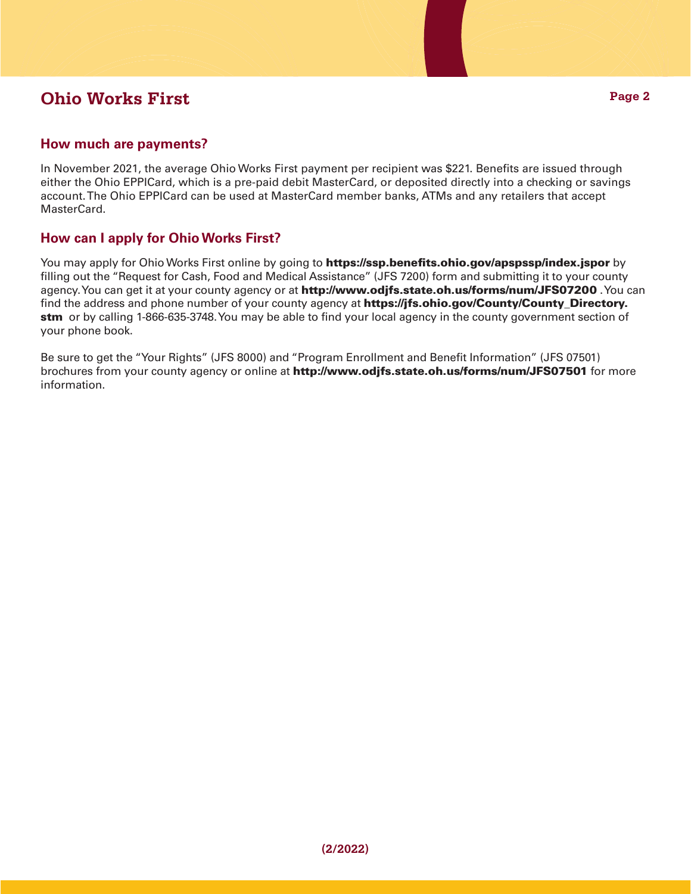# Ohio Works First

## How much are payments?

In November 2021, the average Ohio Works First payment per recipient was $221. Benefits are issued through either the Ohio EPPICard, which is a pre-paid debit MasterCard, or deposited directly into a checking or savings account. The Ohio EPPICard can be used at MasterCard member banks, ATMs and any retailers that accept MasterCard.

## How can I apply for Ohio Works First?

You may apply for Ohio Works First online by going to **https://ssp.benefits.ohio.gov/apspssp/index.jspor** by filling out the "Request for Cash, Food and Medical Assistance" (JFS 7200) form and submitting it to your county agency. You can get it at your county agency or at **http://www.odjfs.state.oh.us/forms/num/JFS07200** . You can find the address and phone number of your county agency at **https://jfs.ohio.gov/County/County_Directory.stm** or by calling 1-866-635-3748. You may be able to find your local agency in the county government section of your phone book.

Be sure to get the "Your Rights" (JFS 8000) and "Program Enrollment and Benefit Information" (JFS 07501) brochures from your county agency or online at **http://www.odjfs.state.oh.us/forms/num/JFS07501** for more information.

**(2/2022)**